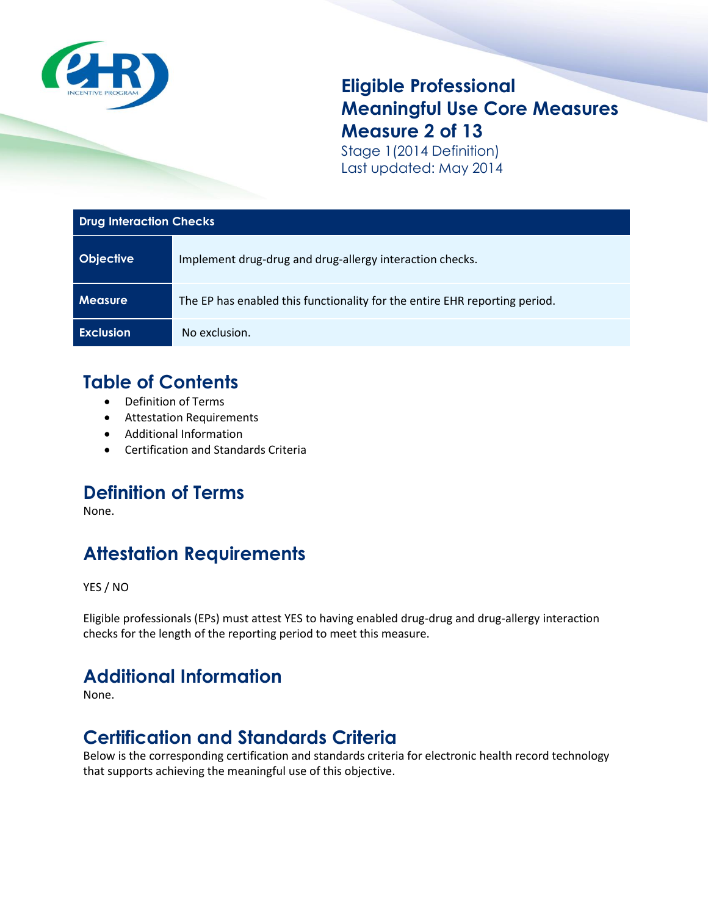# Eligible Professional Meaningful Use Core Measures Measure 2 of 13

Stage 1(2014 Definition)
Last updated: May 2014

| Drug Interaction Checks | |
| --- | --- |
| **Objective** | Implement drug-drug and drug-allergy interaction checks. |
| **Measure** | The EP has enabled this functionality for the entire EHR reporting period. |
| **Exclusion** | No exclusion. |

## Table of Contents

- Definition of Terms
- Attestation Requirements
- Additional Information
- Certification and Standards Criteria

## Definition of Terms

None.

## Attestation Requirements

YES / NO

Eligible professionals (EPs) must attest YES to having enabled drug-drug and drug-allergy interaction checks for the length of the reporting period to meet this measure.

## Additional Information

None.

## Certification and Standards Criteria

Below is the corresponding certification and standards criteria for electronic health record technology that supports achieving the meaningful use of this objective.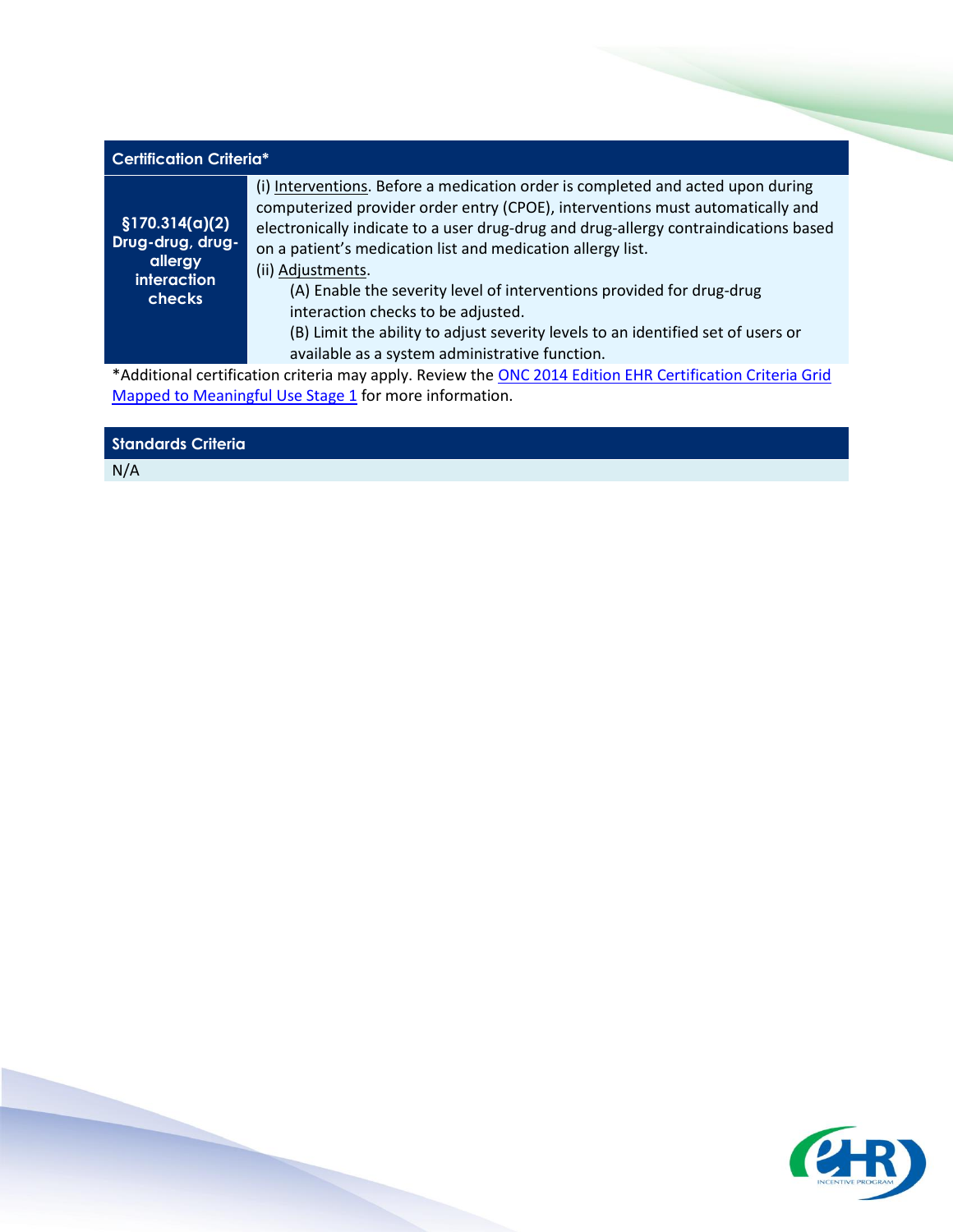| Certification Criteria* | |
|---|---|
| **§170.314(a)(2) Drug-drug, drug-allergy interaction checks** | (i) Interventions. Before a medication order is completed and acted upon during computerized provider order entry (CPOE), interventions must automatically and electronically indicate to a user drug-drug and drug-allergy contraindications based on a patient's medication list and medication allergy list.<br>(ii) Adjustments.<br>(A) Enable the severity level of interventions provided for drug-drug interaction checks to be adjusted.<br>(B) Limit the ability to adjust severity levels to an identified set of users or available as a system administrative function. |

*Additional certification criteria may apply. Review the ONC 2014 Edition EHR Certification Criteria Grid Mapped to Meaningful Use Stage 1 for more information.

| Standards Criteria |
|---|
| N/A |